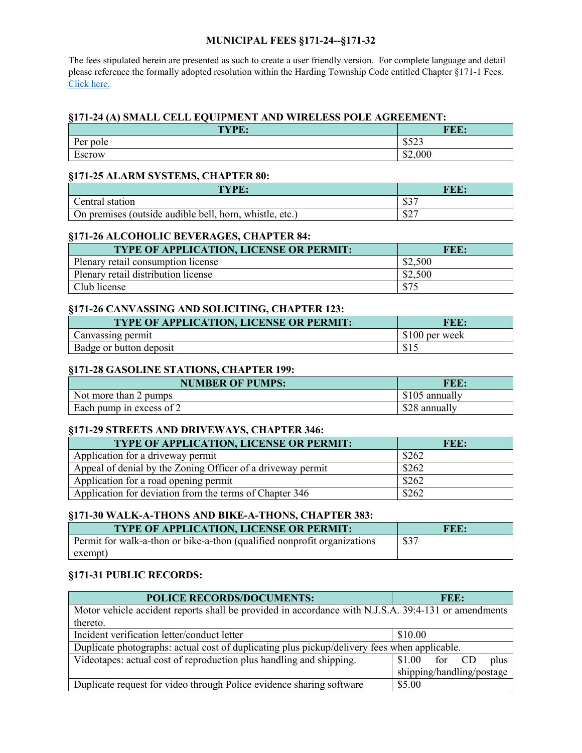# MUNICIPAL FEES §171-24--§171-32

The fees stipulated herein are presented as such to create a user friendly version. For complete language and detail please reference the formally adopted resolution within the Harding Township Code entitled Chapter §171-1 Fees. Click here.

### §171-24 (A) SMALL CELL EQUIPMENT AND WIRELESS POLE AGREEMENT:

| TYPE: | FEE: |
|---|---|
| Per pole | $523 |
| Escrow | $2,000 |

### §171-25 ALARM SYSTEMS, CHAPTER 80:

| TYPE: | FEE: |
|---|---|
| Central station | $37 |
| On premises (outside audible bell, horn, whistle, etc.) | $27 |

### §171-26 ALCOHOLIC BEVERAGES, CHAPTER 84:

| TYPE OF APPLICATION, LICENSE OR PERMIT: | FEE: |
|---|---|
| Plenary retail consumption license | $2,500 |
| Plenary retail distribution license | $2,500 |
| Club license | $75 |

### §171-26 CANVASSING AND SOLICITING, CHAPTER 123:

| TYPE OF APPLICATION, LICENSE OR PERMIT: | FEE: |
|---|---|
| Canvassing permit | $100 per week |
| Badge or button deposit | $15 |

### §171-28 GASOLINE STATIONS, CHAPTER 199:

| NUMBER OF PUMPS: | FEE: |
|---|---|
| Not more than 2 pumps | $105 annually |
| Each pump in excess of 2 | $28 annually |

### §171-29 STREETS AND DRIVEWAYS, CHAPTER 346:

| TYPE OF APPLICATION, LICENSE OR PERMIT: | FEE: |
|---|---|
| Application for a driveway permit | $262 |
| Appeal of denial by the Zoning Officer of a driveway permit | $262 |
| Application for a road opening permit | $262 |
| Application for deviation from the terms of Chapter 346 | $262 |

### §171-30 WALK-A-THONS AND BIKE-A-THONS, CHAPTER 383:

| TYPE OF APPLICATION, LICENSE OR PERMIT: | FEE: |
|---|---|
| Permit for walk-a-thon or bike-a-thon (qualified nonprofit organizations exempt) | $37 |

### §171-31 PUBLIC RECORDS:

| POLICE RECORDS/DOCUMENTS: | FEE: |
|---|---|
| Motor vehicle accident reports shall be provided in accordance with N.J.S.A. 39:4-131 or amendments thereto. | |
| Incident verification letter/conduct letter | $10.00 |
| Duplicate photographs: actual cost of duplicating plus pickup/delivery fees when applicable. | |
| Videotapes: actual cost of reproduction plus handling and shipping. | $1.00 for CD plus shipping/handling/postage |
| Duplicate request for video through Police evidence sharing software | $5.00 |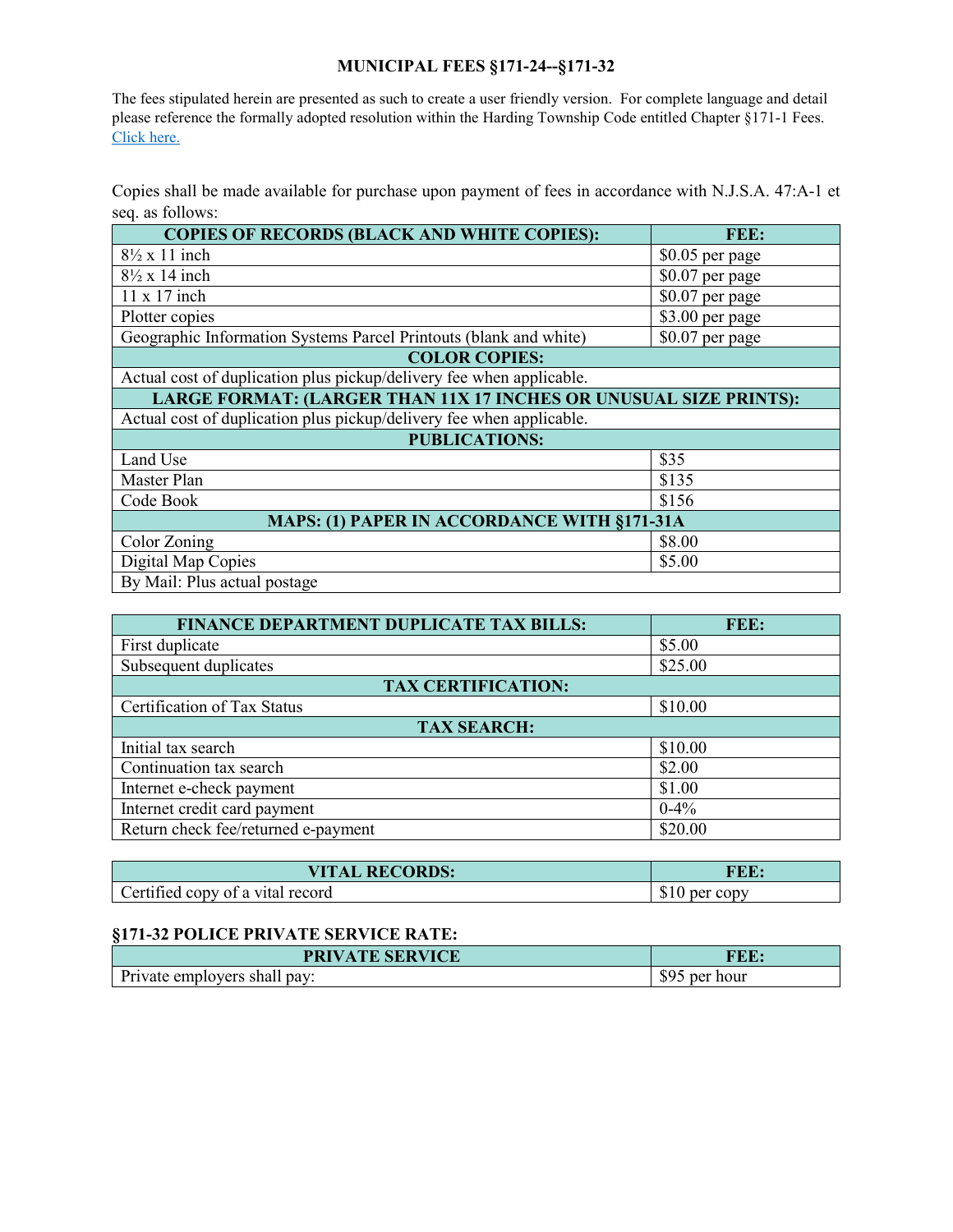# MUNICIPAL FEES §171-24--§171-32

The fees stipulated herein are presented as such to create a user friendly version. For complete language and detail please reference the formally adopted resolution within the Harding Township Code entitled Chapter §171-1 Fees. [Click here.]

Copies shall be made available for purchase upon payment of fees in accordance with N.J.S.A. 47:A-1 et seq. as follows:

| COPIES OF RECORDS (BLACK AND WHITE COPIES): | FEE: |
|---|---|
| 8½ x 11 inch | $0.05 per page |
| 8½ x 14 inch | $0.07 per page |
| 11 x 17 inch | $0.07 per page |
| Plotter copies | $3.00 per page |
| Geographic Information Systems Parcel Printouts (blank and white) | $0.07 per page |
| **COLOR COPIES:** | |
| Actual cost of duplication plus pickup/delivery fee when applicable. | |
| **LARGE FORMAT: (LARGER THAN 11X 17 INCHES OR UNUSUAL SIZE PRINTS):** | |
| Actual cost of duplication plus pickup/delivery fee when applicable. | |
| **PUBLICATIONS:** | |
| Land Use | $35 |
| Master Plan | $135 |
| Code Book | $156 |
| **MAPS: (1) PAPER IN ACCORDANCE WITH §171-31A** | |
| Color Zoning | $8.00 |
| Digital Map Copies | $5.00 |
| By Mail: Plus actual postage | |

| FINANCE DEPARTMENT DUPLICATE TAX BILLS: | FEE: |
|---|---|
| First duplicate | $5.00 |
| Subsequent duplicates | $25.00 |
| **TAX CERTIFICATION:** | |
| Certification of Tax Status | $10.00 |
| **TAX SEARCH:** | |
| Initial tax search | $10.00 |
| Continuation tax search | $2.00 |
| Internet e-check payment | $1.00 |
| Internet credit card payment | 0-4% |
| Return check fee/returned e-payment | $20.00 |

| VITAL RECORDS: | FEE: |
|---|---|
| Certified copy of a vital record | $10 per copy |

### §171-32 POLICE PRIVATE SERVICE RATE:

| PRIVATE SERVICE | FEE: |
|---|---|
| Private employers shall pay: | $95 per hour |